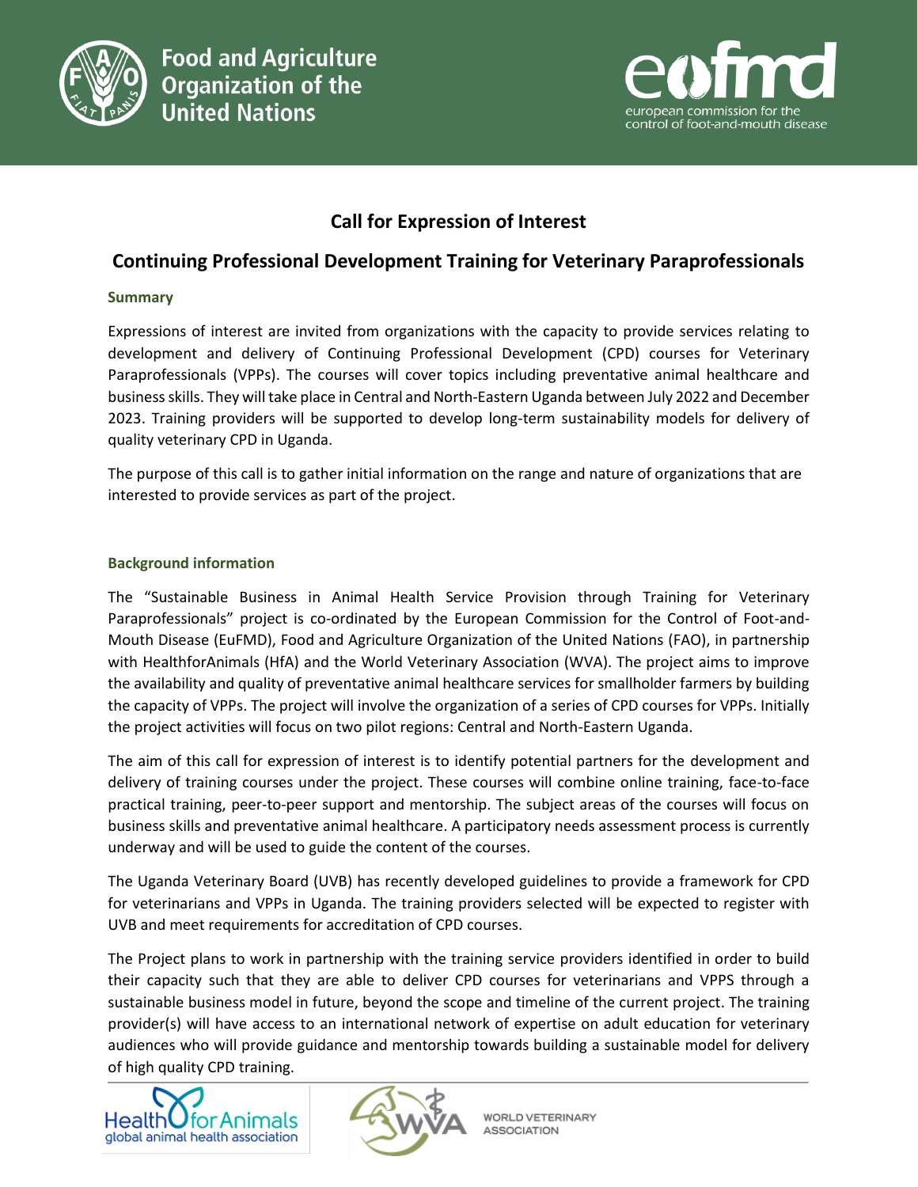# Call for Expression of Interest

## Continuing Professional Development Training for Veterinary Paraprofessionals

### Summary

Expressions of interest are invited from organizations with the capacity to provide services relating to development and delivery of Continuing Professional Development (CPD) courses for Veterinary Paraprofessionals (VPPs). The courses will cover topics including preventative animal healthcare and business skills. They will take place in Central and North-Eastern Uganda between July 2022 and December 2023. Training providers will be supported to develop long-term sustainability models for delivery of quality veterinary CPD in Uganda.

The purpose of this call is to gather initial information on the range and nature of organizations that are interested to provide services as part of the project.

### Background information

The "Sustainable Business in Animal Health Service Provision through Training for Veterinary Paraprofessionals" project is co-ordinated by the European Commission for the Control of Foot-and-Mouth Disease (EuFMD), Food and Agriculture Organization of the United Nations (FAO), in partnership with HealthforAnimals (HfA) and the World Veterinary Association (WVA). The project aims to improve the availability and quality of preventative animal healthcare services for smallholder farmers by building the capacity of VPPs. The project will involve the organization of a series of CPD courses for VPPs. Initially the project activities will focus on two pilot regions: Central and North-Eastern Uganda.

The aim of this call for expression of interest is to identify potential partners for the development and delivery of training courses under the project. These courses will combine online training, face-to-face practical training, peer-to-peer support and mentorship. The subject areas of the courses will focus on business skills and preventative animal healthcare. A participatory needs assessment process is currently underway and will be used to guide the content of the courses.

The Uganda Veterinary Board (UVB) has recently developed guidelines to provide a framework for CPD for veterinarians and VPPs in Uganda. The training providers selected will be expected to register with UVB and meet requirements for accreditation of CPD courses.

The Project plans to work in partnership with the training service providers identified in order to build their capacity such that they are able to deliver CPD courses for veterinarians and VPPS through a sustainable business model in future, beyond the scope and timeline of the current project. The training provider(s) will have access to an international network of expertise on adult education for veterinary audiences who will provide guidance and mentorship towards building a sustainable model for delivery of high quality CPD training.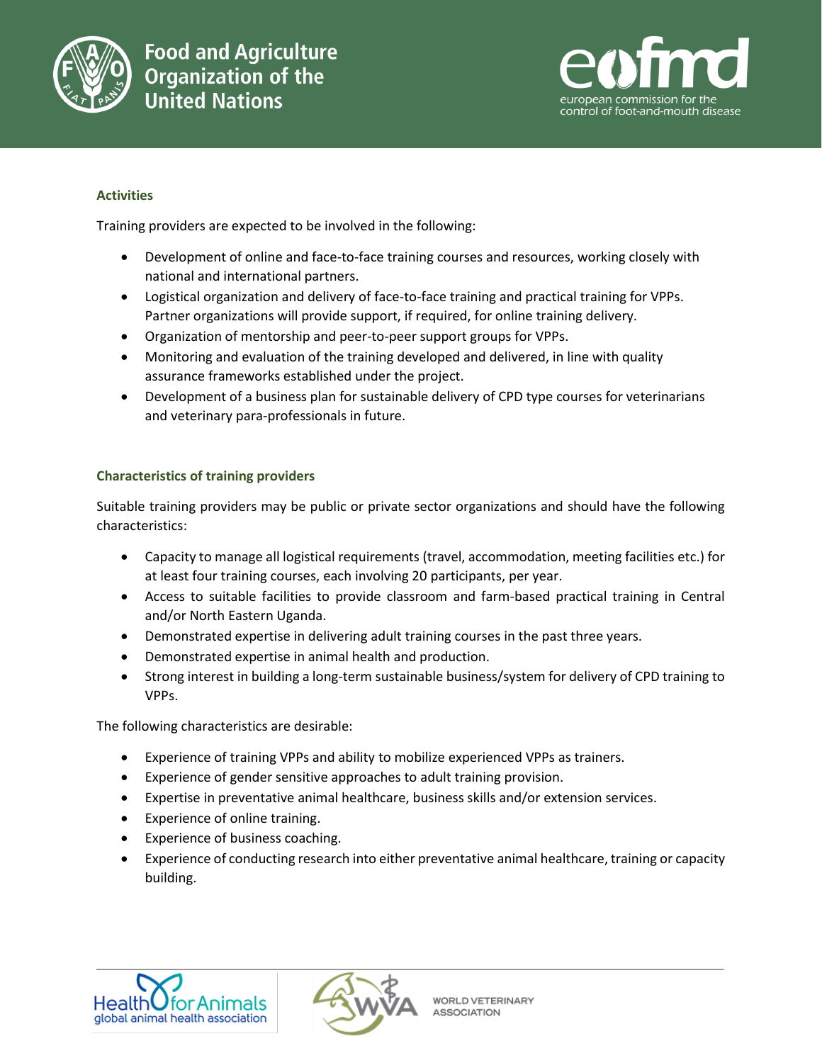### Activities

Training providers are expected to be involved in the following:

- Development of online and face-to-face training courses and resources, working closely with national and international partners.
- Logistical organization and delivery of face-to-face training and practical training for VPPs. Partner organizations will provide support, if required, for online training delivery.
- Organization of mentorship and peer-to-peer support groups for VPPs.
- Monitoring and evaluation of the training developed and delivered, in line with quality assurance frameworks established under the project.
- Development of a business plan for sustainable delivery of CPD type courses for veterinarians and veterinary para-professionals in future.

### Characteristics of training providers

Suitable training providers may be public or private sector organizations and should have the following characteristics:

- Capacity to manage all logistical requirements (travel, accommodation, meeting facilities etc.) for at least four training courses, each involving 20 participants, per year.
- Access to suitable facilities to provide classroom and farm-based practical training in Central and/or North Eastern Uganda.
- Demonstrated expertise in delivering adult training courses in the past three years.
- Demonstrated expertise in animal health and production.
- Strong interest in building a long-term sustainable business/system for delivery of CPD training to VPPs.

The following characteristics are desirable:

- Experience of training VPPs and ability to mobilize experienced VPPs as trainers.
- Experience of gender sensitive approaches to adult training provision.
- Expertise in preventative animal healthcare, business skills and/or extension services.
- Experience of online training.
- Experience of business coaching.
- Experience of conducting research into either preventative animal healthcare, training or capacity building.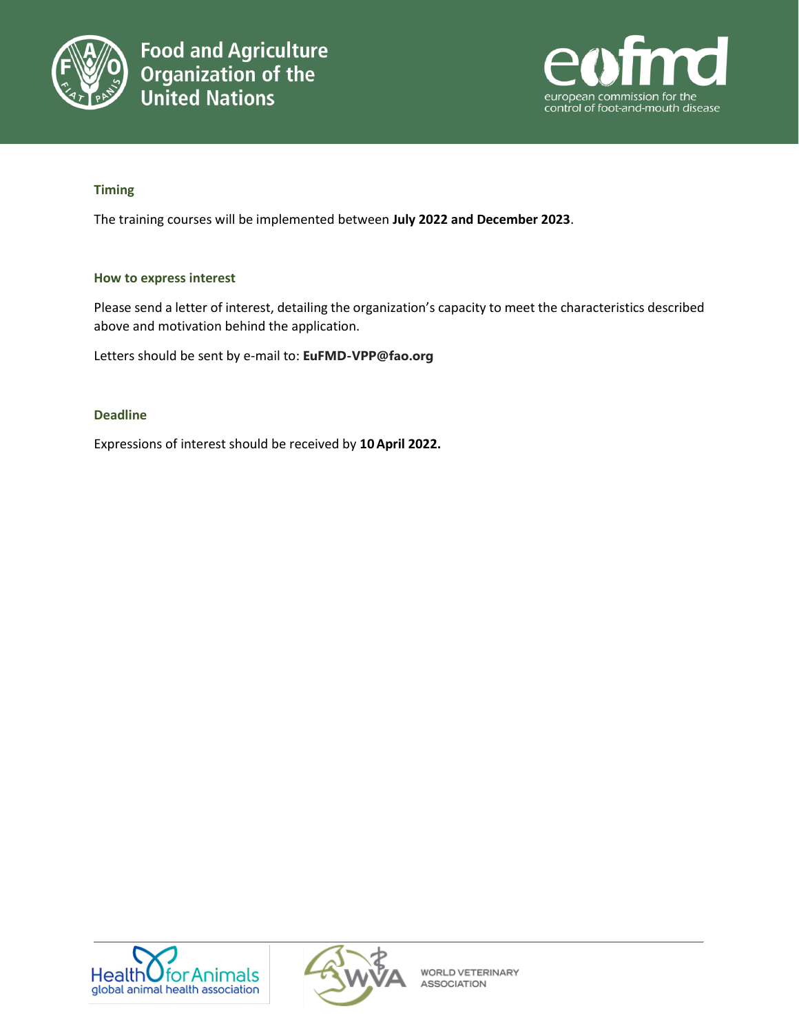### Timing

The training courses will be implemented between **July 2022 and December 2023**.

### How to express interest

Please send a letter of interest, detailing the organization's capacity to meet the characteristics described above and motivation behind the application.

Letters should be sent by e-mail to: **EuFMD-VPP@fao.org**

### Deadline

Expressions of interest should be received by **10 April 2022.**